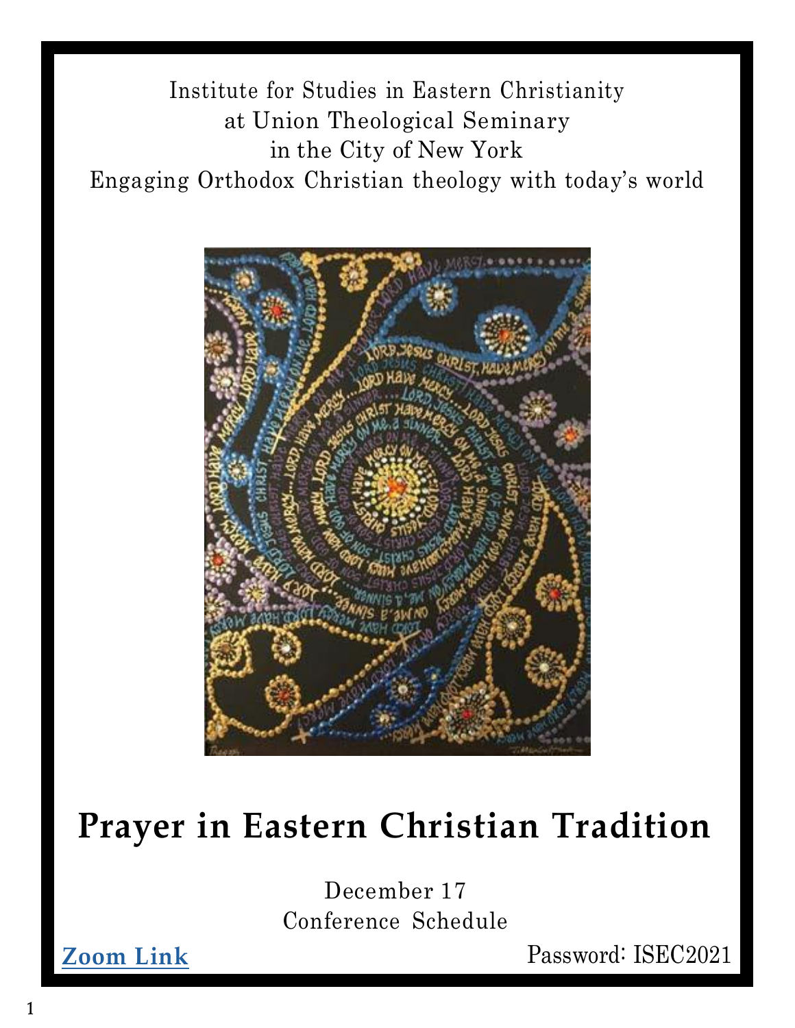Institute for Studies in Eastern Christianity
at Union Theological Seminary
in the City of New York
Engaging Orthodox Christian theology with today's world

# Prayer in Eastern Christian Tradition

December 17
Conference Schedule

**Zoom Link**

Password: ISEC2021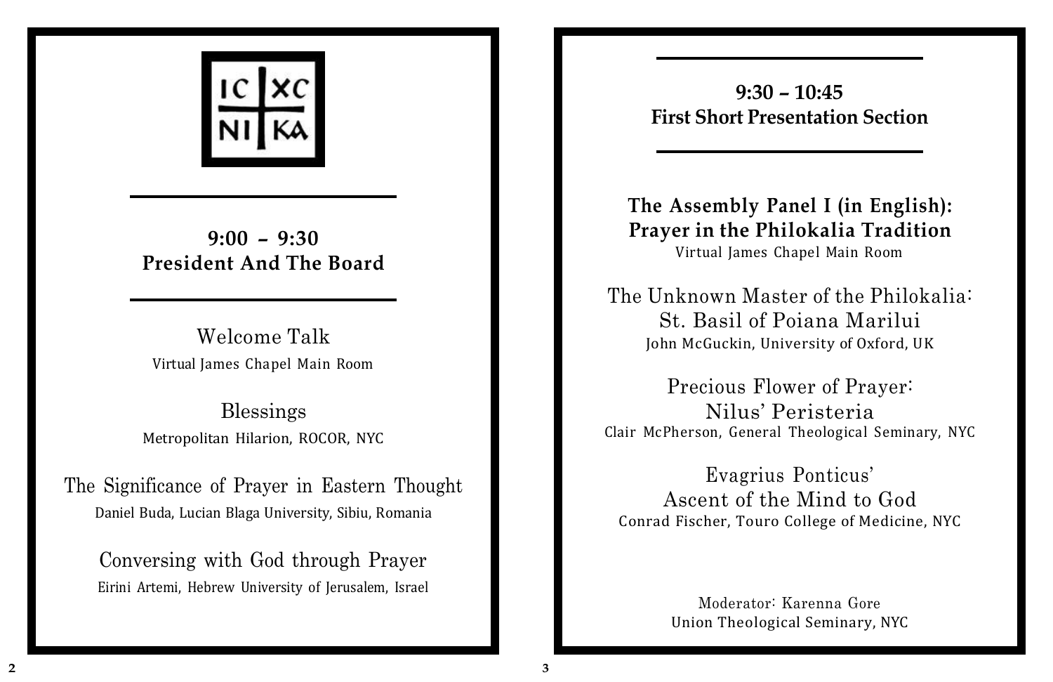IC XC
NI KA

## 9:00 – 9:30
## President And The Board

Welcome Talk
Virtual James Chapel Main Room

Blessings
Metropolitan Hilarion, ROCOR, NYC

The Significance of Prayer in Eastern Thought
Daniel Buda, Lucian Blaga University, Sibiu, Romania

Conversing with God through Prayer
Eirini Artemi, Hebrew University of Jerusalem, Israel

## 9:30 – 10:45
## First Short Presentation Section

**The Assembly Panel I (in English):**
**Prayer in the Philokalia Tradition**
Virtual James Chapel Main Room

The Unknown Master of the Philokalia:
St. Basil of Poiana Marilui
John McGuckin, University of Oxford, UK

Precious Flower of Prayer:
Nilus' Peristeria
Clair McPherson, General Theological Seminary, NYC

Evagrius Ponticus'
Ascent of the Mind to God
Conrad Fischer, Touro College of Medicine, NYC

Moderator: Karenna Gore
Union Theological Seminary, NYC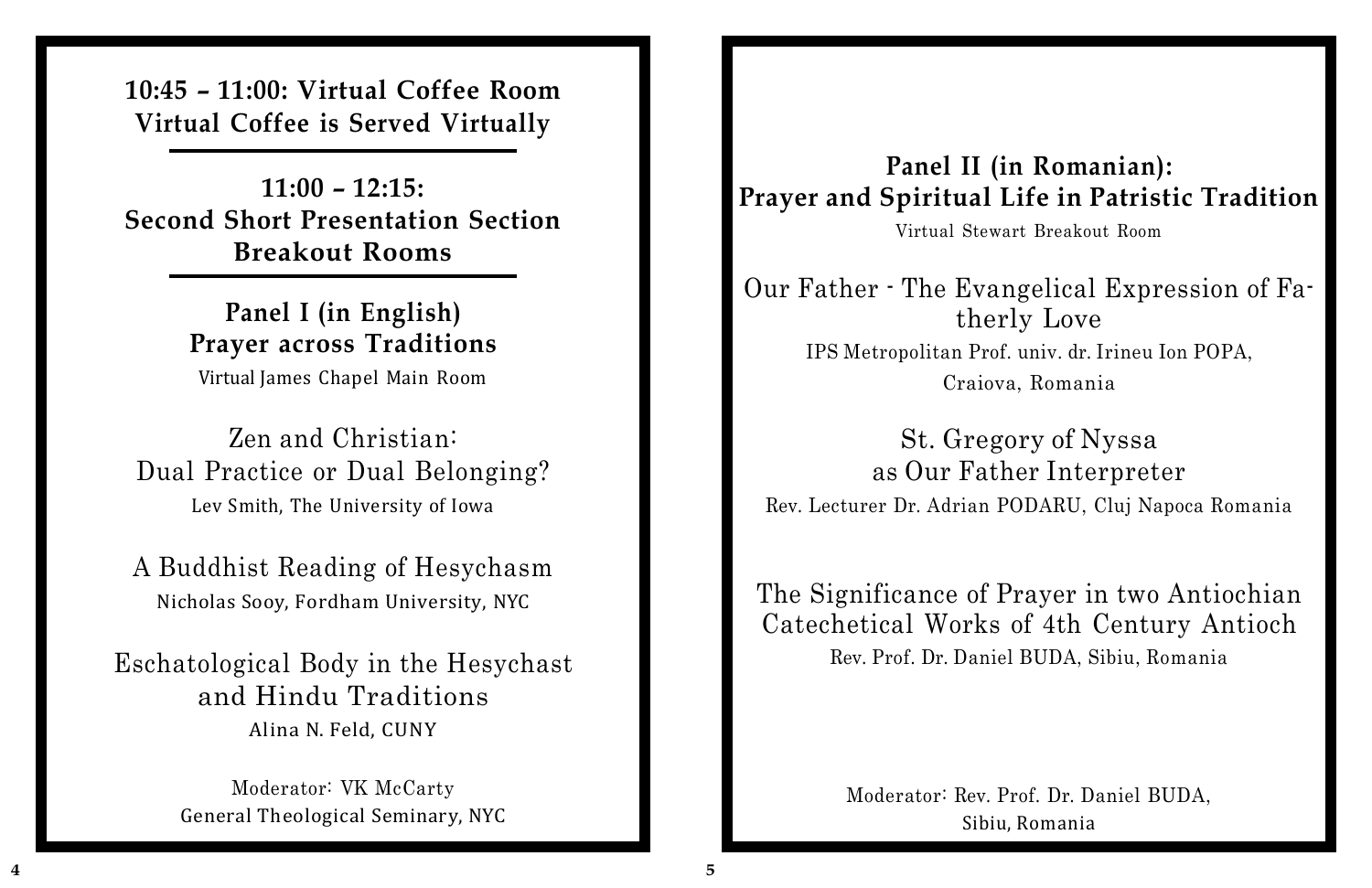**10:45 – 11:00: Virtual Coffee Room**
**Virtual Coffee is Served Virtually**

---

## 11:00 – 12:15: Second Short Presentation Section Breakout Rooms

---

### Panel I (in English) Prayer across Traditions

Virtual James Chapel Main Room

Zen and Christian:
Dual Practice or Dual Belonging?

Lev Smith, The University of Iowa

A Buddhist Reading of Hesychasm

Nicholas Sooy, Fordham University, NYC

Eschatological Body in the Hesychast and Hindu Traditions

Alina N. Feld, CUNY

Moderator: VK McCarty
General Theological Seminary, NYC

### Panel II (in Romanian): Prayer and Spiritual Life in Patristic Tradition

Virtual Stewart Breakout Room

Our Father - The Evangelical Expression of Fatherly Love

IPS Metropolitan Prof. univ. dr. Irineu Ion POPA,
Craiova, Romania

St. Gregory of Nyssa
as Our Father Interpreter

Rev. Lecturer Dr. Adrian PODARU, Cluj Napoca Romania

The Significance of Prayer in two Antiochian Catechetical Works of 4th Century Antioch

Rev. Prof. Dr. Daniel BUDA, Sibiu, Romania

Moderator: Rev. Prof. Dr. Daniel BUDA,
Sibiu, Romania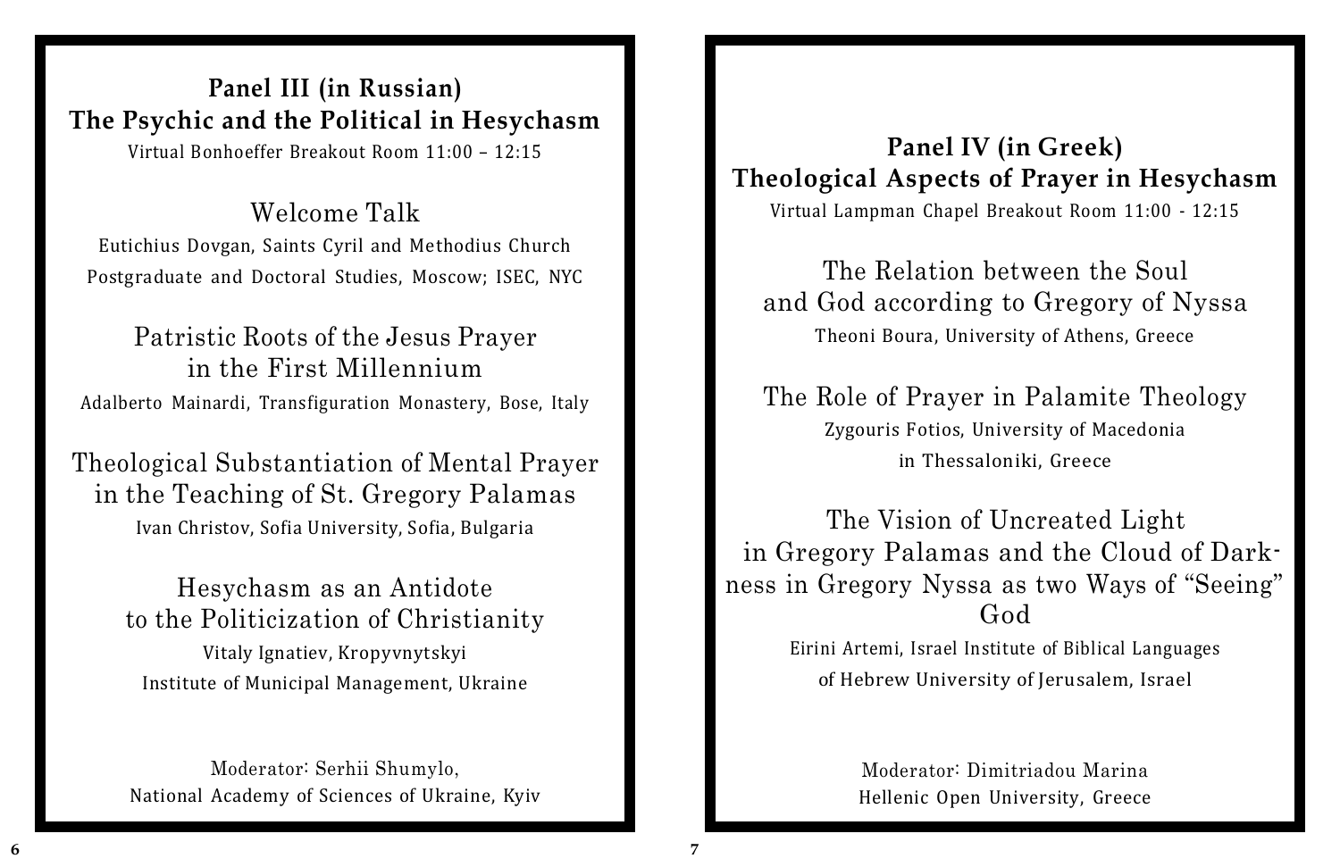## Panel III (in Russian)
## The Psychic and the Political in Hesychasm

Virtual Bonhoeffer Breakout Room 11:00 – 12:15

### Welcome Talk

Eutichius Dovgan, Saints Cyril and Methodius Church Postgraduate and Doctoral Studies, Moscow; ISEC, NYC

### Patristic Roots of the Jesus Prayer in the First Millennium

Adalberto Mainardi, Transfiguration Monastery, Bose, Italy

### Theological Substantiation of Mental Prayer in the Teaching of St. Gregory Palamas

Ivan Christov, Sofia University, Sofia, Bulgaria

### Hesychasm as an Antidote to the Politicization of Christianity

Vitaly Ignatiev, Kropyvnytskyi Institute of Municipal Management, Ukraine

Moderator: Serhii Shumylo,
National Academy of Sciences of Ukraine, Kyiv

## Panel IV (in Greek)
## Theological Aspects of Prayer in Hesychasm

Virtual Lampman Chapel Breakout Room 11:00 - 12:15

### The Relation between the Soul and God according to Gregory of Nyssa

Theoni Boura, University of Athens, Greece

### The Role of Prayer in Palamite Theology

Zygouris Fotios, University of Macedonia in Thessaloniki, Greece

### The Vision of Uncreated Light in Gregory Palamas and the Cloud of Darkness in Gregory Nyssa as two Ways of "Seeing" God

Eirini Artemi, Israel Institute of Biblical Languages of Hebrew University of Jerusalem, Israel

Moderator: Dimitriadou Marina
Hellenic Open University, Greece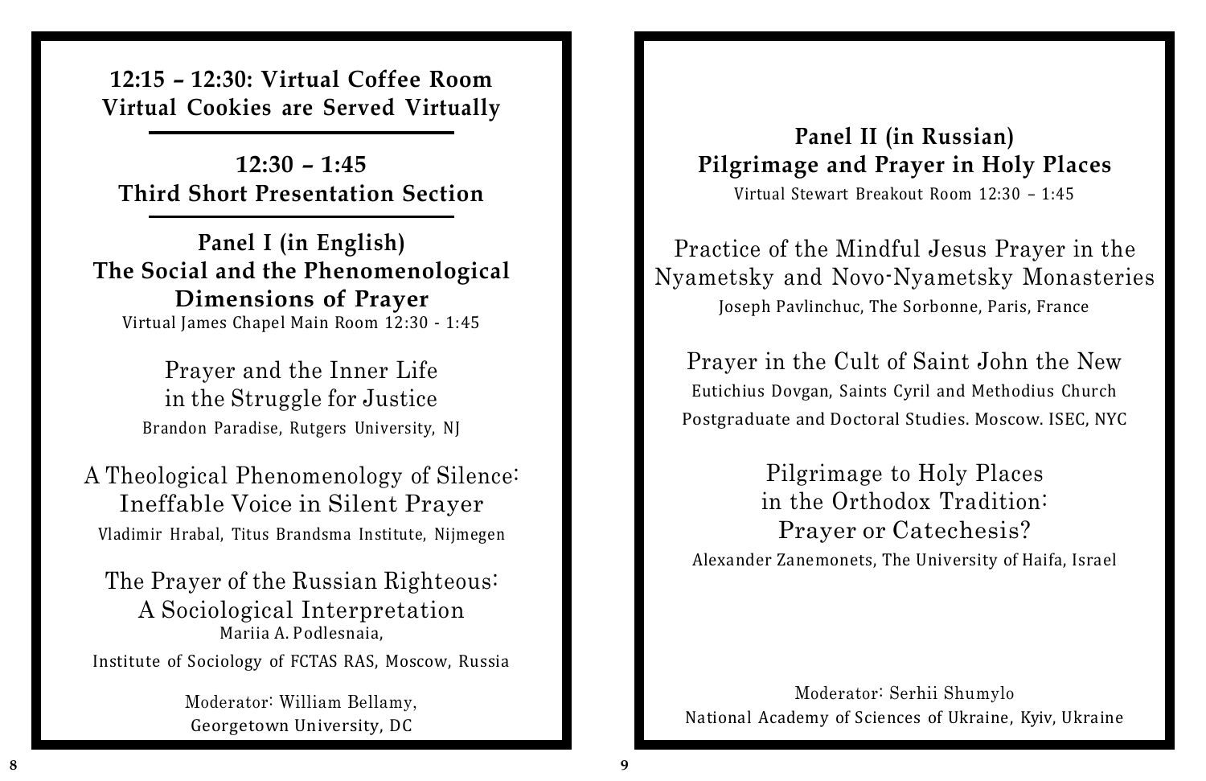**12:15 – 12:30: Virtual Coffee Room**
**Virtual Cookies are Served Virtually**

---

## 12:30 – 1:45
## Third Short Presentation Section

---

### Panel I (in English)
### The Social and the Phenomenological Dimensions of Prayer

Virtual James Chapel Main Room 12:30 - 1:45

Prayer and the Inner Life
in the Struggle for Justice

Brandon Paradise, Rutgers University, NJ

A Theological Phenomenology of Silence:
Ineffable Voice in Silent Prayer

Vladimir Hrabal, Titus Brandsma Institute, Nijmegen

The Prayer of the Russian Righteous:
A Sociological Interpretation

Mariia A. Podlesnaia,
Institute of Sociology of FCTAS RAS, Moscow, Russia

Moderator: William Bellamy,
Georgetown University, DC

### Panel II (in Russian)
### Pilgrimage and Prayer in Holy Places

Virtual Stewart Breakout Room 12:30 – 1:45

Practice of the Mindful Jesus Prayer in the
Nyametsky and Novo-Nyametsky Monasteries

Joseph Pavlinchuc, The Sorbonne, Paris, France

Prayer in the Cult of Saint John the New

Eutichius Dovgan, Saints Cyril and Methodius Church
Postgraduate and Doctoral Studies. Moscow. ISEC, NYC

Pilgrimage to Holy Places
in the Orthodox Tradition:
Prayer or Catechesis?

Alexander Zanemonets, The University of Haifa, Israel

Moderator: Serhii Shumylo
National Academy of Sciences of Ukraine, Kyiv, Ukraine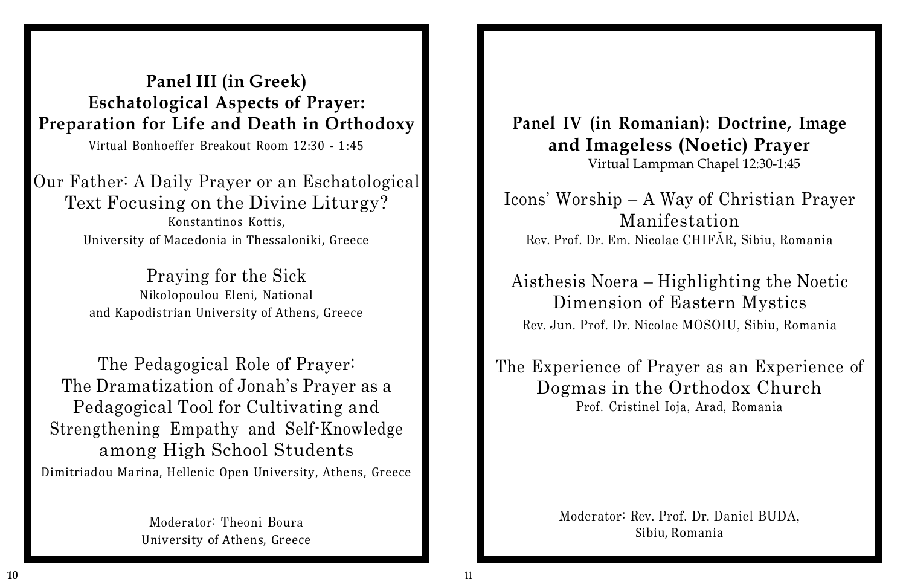## Panel III (in Greek)
## Eschatological Aspects of Prayer: Preparation for Life and Death in Orthodoxy

Virtual Bonhoeffer Breakout Room 12:30 - 1:45

Our Father: A Daily Prayer or an Eschatological Text Focusing on the Divine Liturgy?

Konstantinos Kottis,
University of Macedonia in Thessaloniki, Greece

Praying for the Sick

Nikolopoulou Eleni, National and Kapodistrian University of Athens, Greece

The Pedagogical Role of Prayer: The Dramatization of Jonah's Prayer as a Pedagogical Tool for Cultivating and Strengthening Empathy and Self-Knowledge among High School Students

Dimitriadou Marina, Hellenic Open University, Athens, Greece

Moderator: Theoni Boura
University of Athens, Greece

## Panel IV (in Romanian): Doctrine, Image and Imageless (Noetic) Prayer

Virtual Lampman Chapel 12:30-1:45

Icons' Worship – A Way of Christian Prayer Manifestation

Rev. Prof. Dr. Em. Nicolae CHIFĂR, Sibiu, Romania

Aisthesis Noera – Highlighting the Noetic Dimension of Eastern Mystics

Rev. Jun. Prof. Dr. Nicolae MOSOIU, Sibiu, Romania

The Experience of Prayer as an Experience of Dogmas in the Orthodox Church

Prof. Cristinel Ioja, Arad, Romania

Moderator: Rev. Prof. Dr. Daniel BUDA,
Sibiu, Romania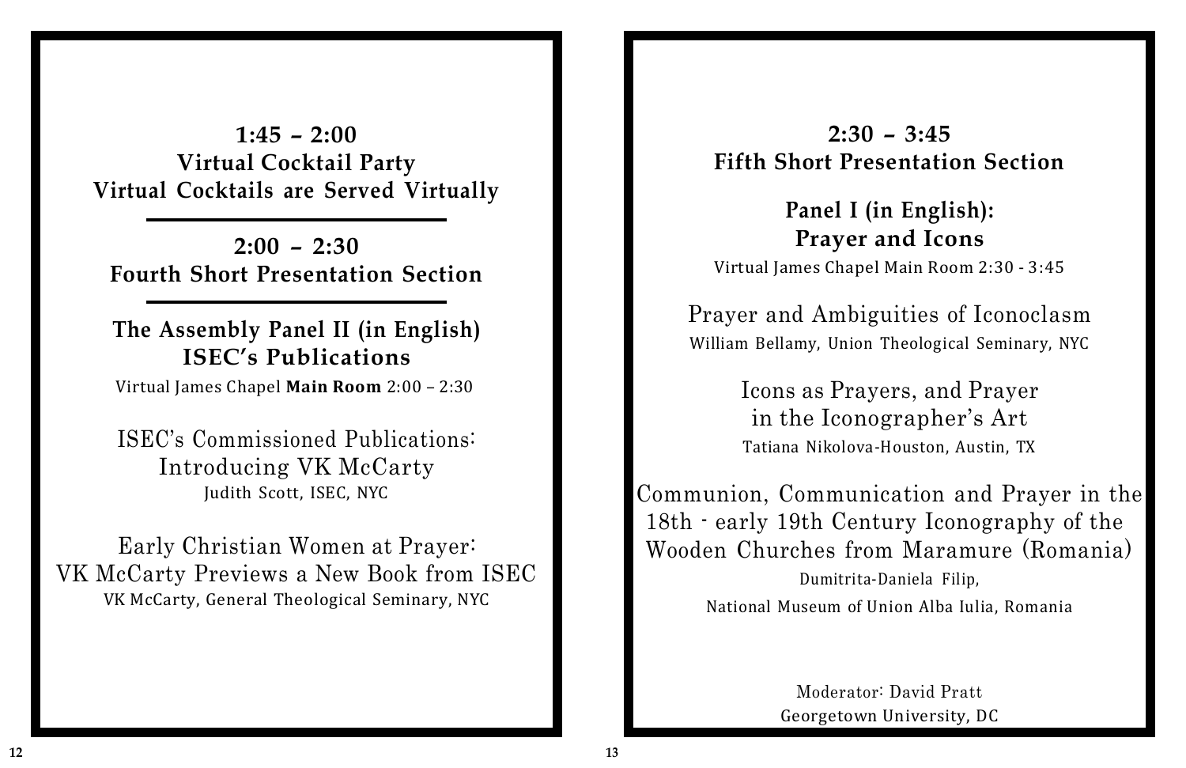**1:45 – 2:00**
**Virtual Cocktail Party**
**Virtual Cocktails are Served Virtually**

---

**2:00 – 2:30**
**Fourth Short Presentation Section**

---

## The Assembly Panel II (in English) ISEC's Publications

Virtual James Chapel **Main Room** 2:00 – 2:30

ISEC's Commissioned Publications:
Introducing VK McCarty
Judith Scott, ISEC, NYC

Early Christian Women at Prayer:
VK McCarty Previews a New Book from ISEC
VK McCarty, General Theological Seminary, NYC

**2:30 – 3:45**
**Fifth Short Presentation Section**

## Panel I (in English): Prayer and Icons

Virtual James Chapel Main Room 2:30 - 3:45

Prayer and Ambiguities of Iconoclasm
William Bellamy, Union Theological Seminary, NYC

Icons as Prayers, and Prayer
in the Iconographer's Art
Tatiana Nikolova-Houston, Austin, TX

Communion, Communication and Prayer in the
18th - early 19th Century Iconography of the
Wooden Churches from Maramure (Romania)
Dumitrita-Daniela Filip,
National Museum of Union Alba Iulia, Romania

Moderator: David Pratt
Georgetown University, DC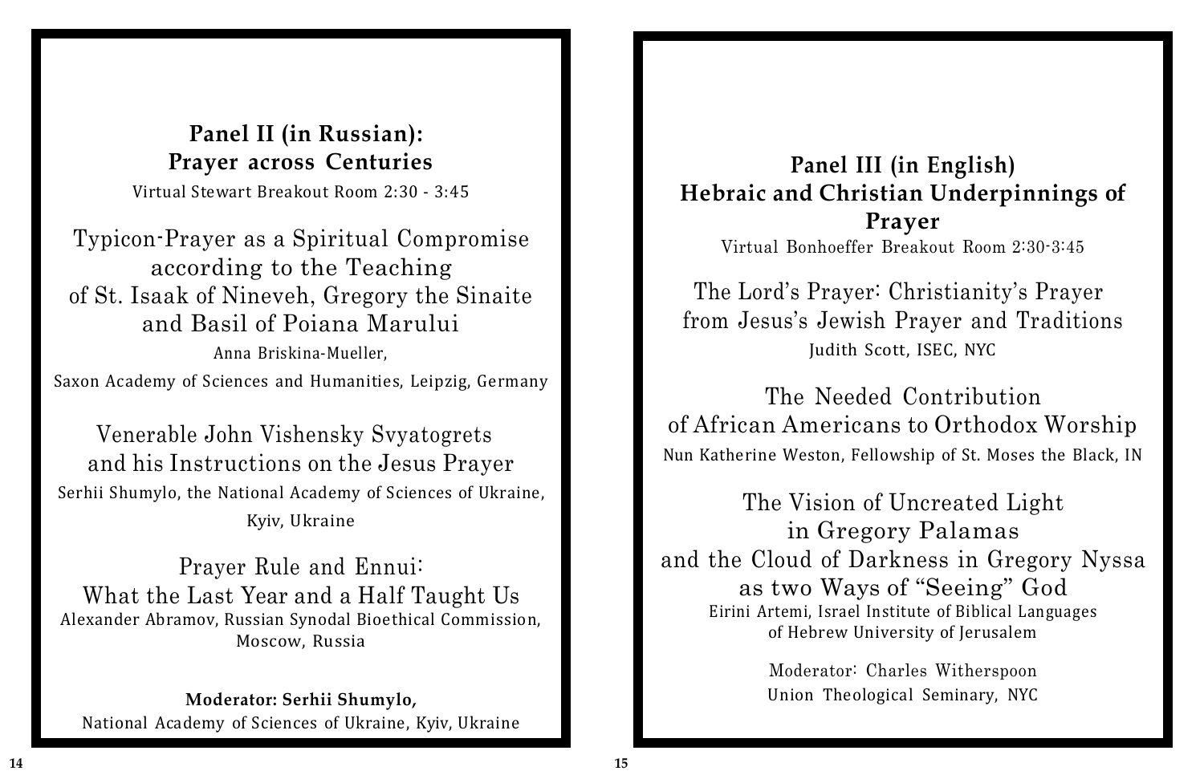## Panel II (in Russian): Prayer across Centuries

Virtual Stewart Breakout Room 2:30 - 3:45

Typicon-Prayer as a Spiritual Compromise according to the Teaching of St. Isaak of Nineveh, Gregory the Sinaite and Basil of Poiana Marului

Anna Briskina-Mueller,
Saxon Academy of Sciences and Humanities, Leipzig, Germany

Venerable John Vishensky Svyatogrets and his Instructions on the Jesus Prayer

Serhii Shumylo, the National Academy of Sciences of Ukraine, Kyiv, Ukraine

Prayer Rule and Ennui: What the Last Year and a Half Taught Us

Alexander Abramov, Russian Synodal Bioethical Commission, Moscow, Russia

**Moderator: Serhii Shumylo,**
National Academy of Sciences of Ukraine, Kyiv, Ukraine

## Panel III (in English) Hebraic and Christian Underpinnings of Prayer

Virtual Bonhoeffer Breakout Room 2:30-3:45

The Lord's Prayer: Christianity's Prayer from Jesus's Jewish Prayer and Traditions

Judith Scott, ISEC, NYC

The Needed Contribution of African Americans to Orthodox Worship

Nun Katherine Weston, Fellowship of St. Moses the Black, IN

The Vision of Uncreated Light in Gregory Palamas and the Cloud of Darkness in Gregory Nyssa as two Ways of "Seeing" God

Eirini Artemi, Israel Institute of Biblical Languages of Hebrew University of Jerusalem

Moderator: Charles Witherspoon
Union Theological Seminary, NYC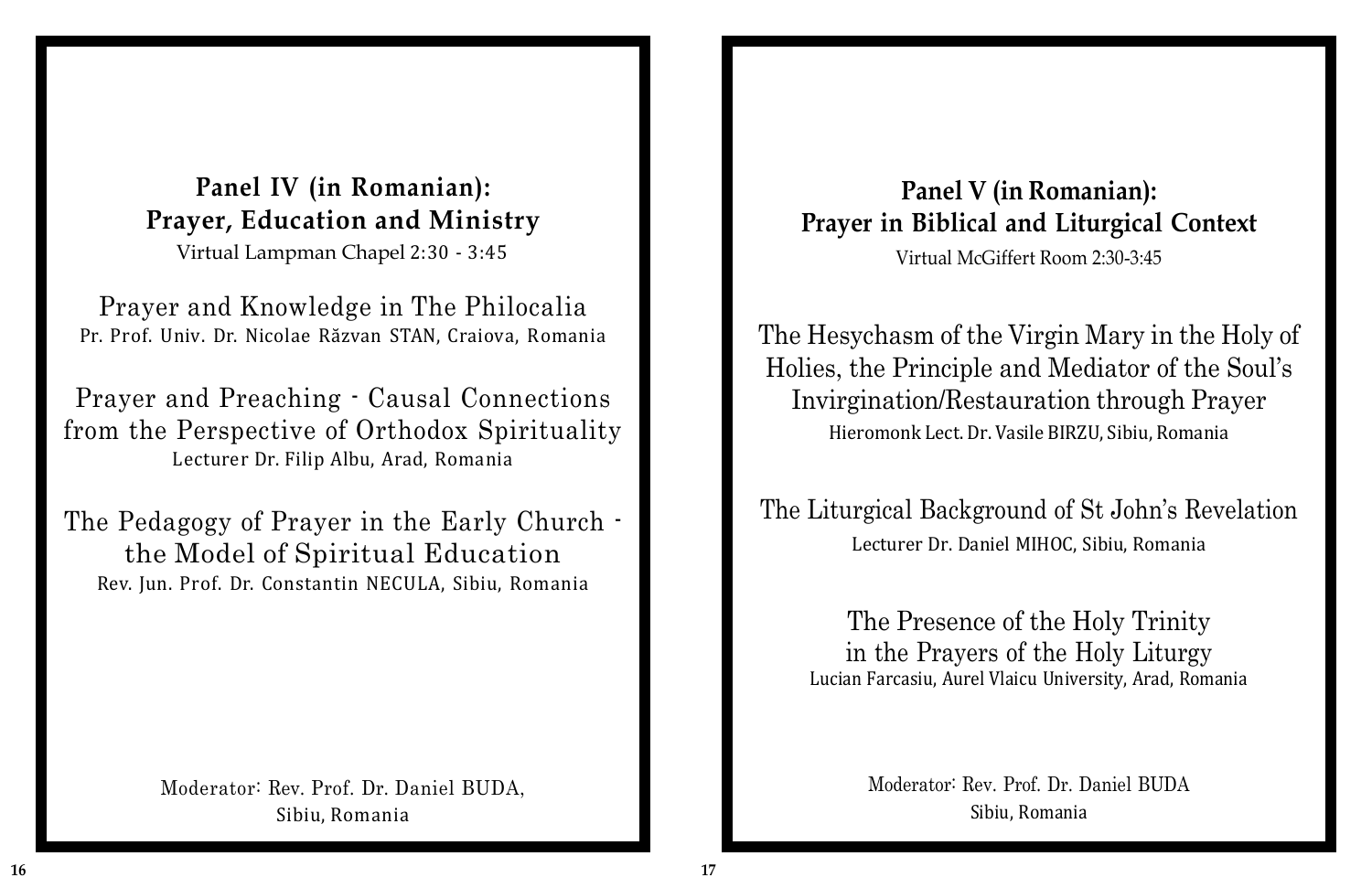## Panel IV (in Romanian): Prayer, Education and Ministry

Virtual Lampman Chapel 2:30 - 3:45

Prayer and Knowledge in The Philocalia
Pr. Prof. Univ. Dr. Nicolae Răzvan STAN, Craiova, Romania

Prayer and Preaching - Causal Connections from the Perspective of Orthodox Spirituality
Lecturer Dr. Filip Albu, Arad, Romania

The Pedagogy of Prayer in the Early Church - the Model of Spiritual Education
Rev. Jun. Prof. Dr. Constantin NECULA, Sibiu, Romania

Moderator: Rev. Prof. Dr. Daniel BUDA, Sibiu, Romania

## Panel V (in Romanian): Prayer in Biblical and Liturgical Context

Virtual McGiffert Room 2:30-3:45

The Hesychasm of the Virgin Mary in the Holy of Holies, the Principle and Mediator of the Soul's Invirgination/Restauration through Prayer
Hieromonk Lect. Dr. Vasile BIRZU, Sibiu, Romania

The Liturgical Background of St John's Revelation
Lecturer Dr. Daniel MIHOC, Sibiu, Romania

The Presence of the Holy Trinity in the Prayers of the Holy Liturgy
Lucian Farcasiu, Aurel Vlaicu University, Arad, Romania

Moderator: Rev. Prof. Dr. Daniel BUDA
Sibiu, Romania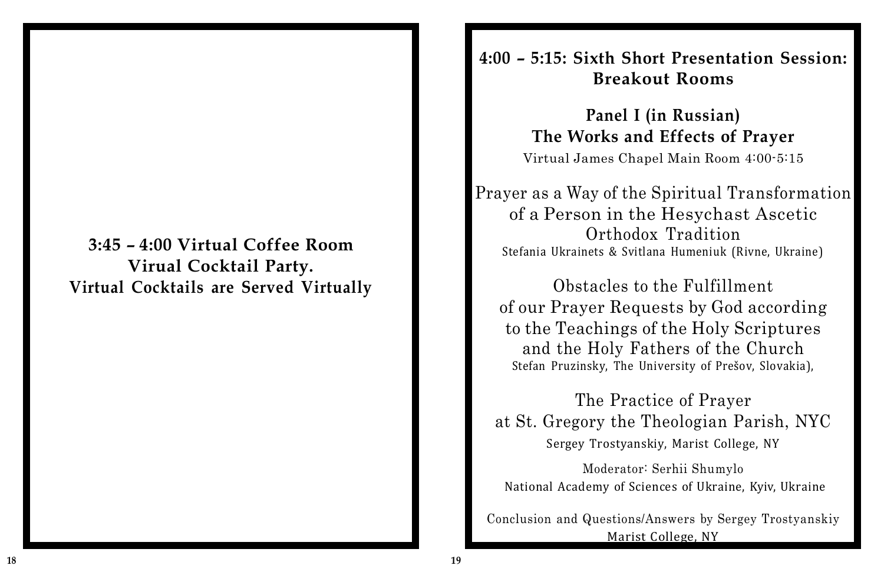**3:45 – 4:00 Virtual Coffee Room**
**Virual Cocktail Party.**
**Virtual Cocktails are Served Virtually**

## 4:00 – 5:15: Sixth Short Presentation Session: Breakout Rooms

### Panel I (in Russian)
### The Works and Effects of Prayer

Virtual James Chapel Main Room 4:00-5:15

Prayer as a Way of the Spiritual Transformation of a Person in the Hesychast Ascetic Orthodox Tradition
Stefania Ukrainets & Svitlana Humeniuk (Rivne, Ukraine)

Obstacles to the Fulfillment of our Prayer Requests by God according to the Teachings of the Holy Scriptures and the Holy Fathers of the Church
Stefan Pruzinsky, The University of Prešov, Slovakia),

The Practice of Prayer at St. Gregory the Theologian Parish, NYC
Sergey Trostyanskiy, Marist College, NY

Moderator: Serhii Shumylo
National Academy of Sciences of Ukraine, Kyiv, Ukraine

Conclusion and Questions/Answers by Sergey Trostyanskiy
Marist College, NY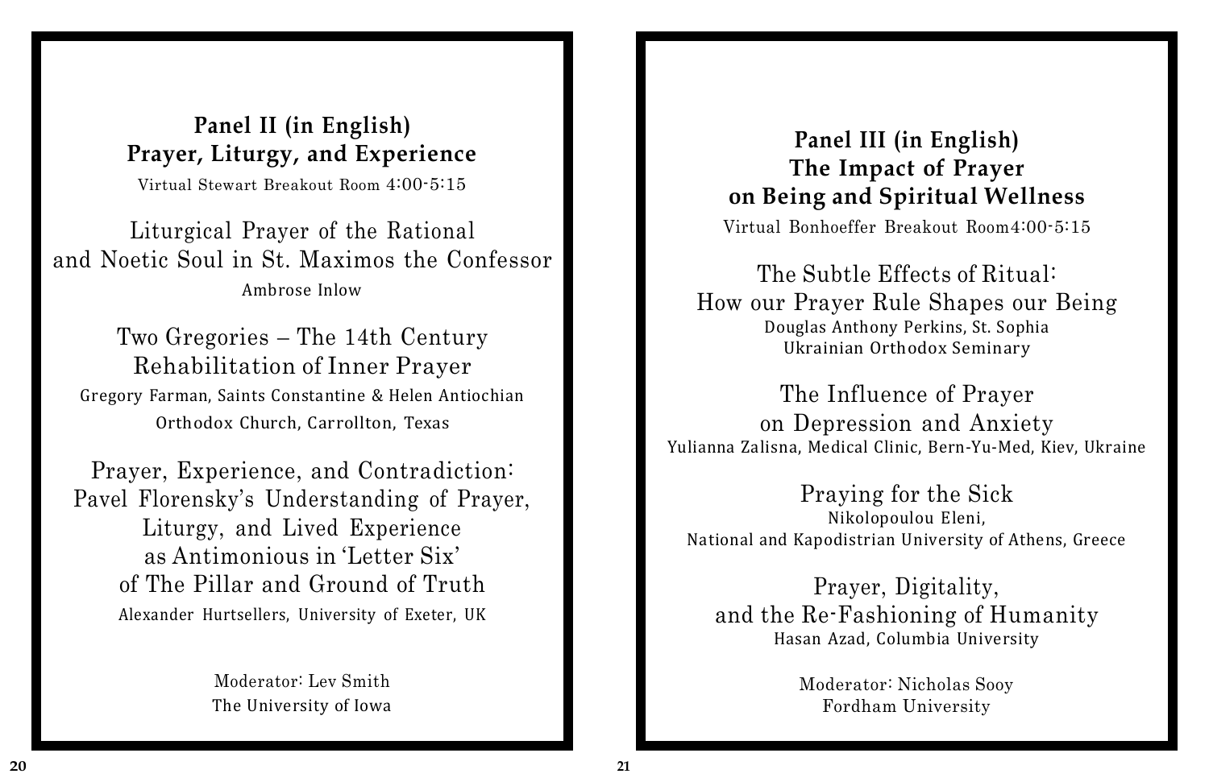## Panel II (in English)
## Prayer, Liturgy, and Experience

Virtual Stewart Breakout Room 4:00-5:15

Liturgical Prayer of the Rational and Noetic Soul in St. Maximos the Confessor

Ambrose Inlow

Two Gregories – The 14th Century Rehabilitation of Inner Prayer

Gregory Farman, Saints Constantine & Helen Antiochian Orthodox Church, Carrollton, Texas

Prayer, Experience, and Contradiction: Pavel Florensky's Understanding of Prayer, Liturgy, and Lived Experience as Antimonious in 'Letter Six' of The Pillar and Ground of Truth

Alexander Hurtsellers, University of Exeter, UK

Moderator: Lev Smith
The University of Iowa

## Panel III (in English)
## The Impact of Prayer on Being and Spiritual Wellness

Virtual Bonhoeffer Breakout Room4:00-5:15

The Subtle Effects of Ritual: How our Prayer Rule Shapes our Being

Douglas Anthony Perkins, St. Sophia Ukrainian Orthodox Seminary

The Influence of Prayer on Depression and Anxiety

Yulianna Zalisna, Medical Clinic, Bern-Yu-Med, Kiev, Ukraine

Praying for the Sick

Nikolopoulou Eleni, National and Kapodistrian University of Athens, Greece

Prayer, Digitality, and the Re-Fashioning of Humanity

Hasan Azad, Columbia University

Moderator: Nicholas Sooy
Fordham University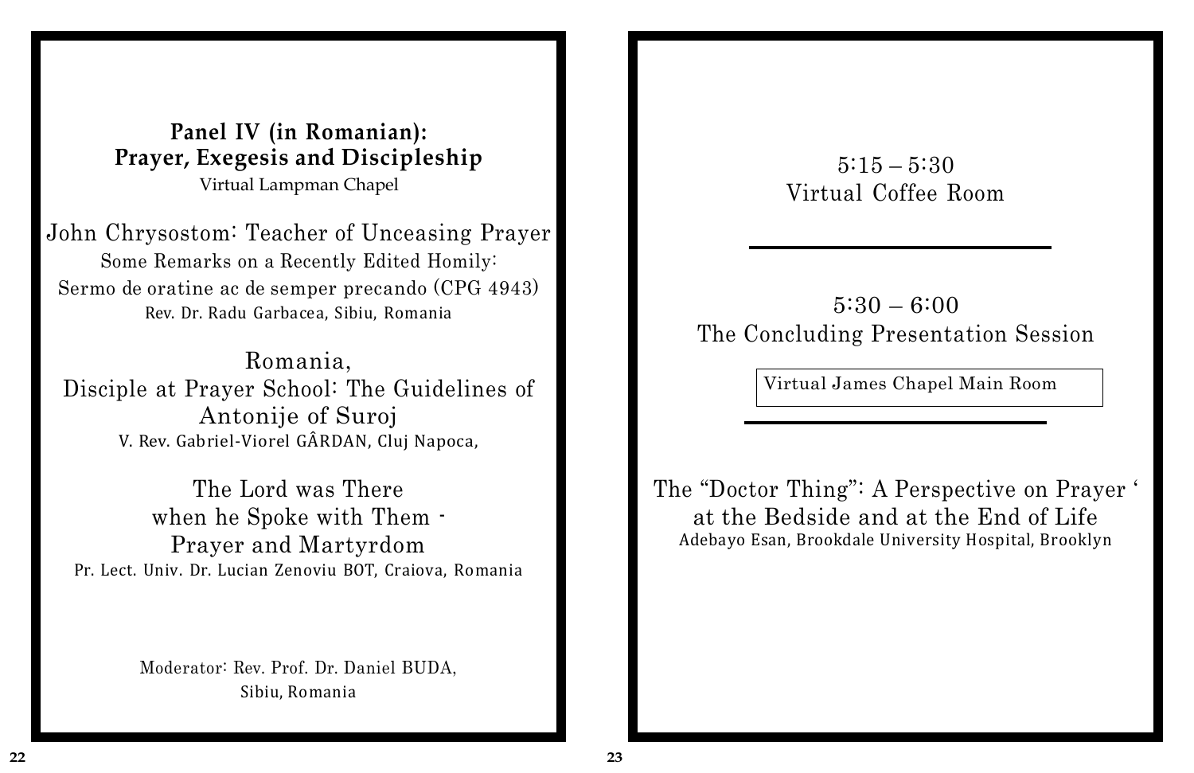## Panel IV (in Romanian): Prayer, Exegesis and Discipleship

Virtual Lampman Chapel

John Chrysostom: Teacher of Unceasing Prayer

Some Remarks on a Recently Edited Homily:

Sermo de oratine ac de semper precando (CPG 4943)

Rev. Dr. Radu Garbacea, Sibiu, Romania

Romania,

Disciple at Prayer School: The Guidelines of Antonije of Suroj

V. Rev. Gabriel-Viorel GÂRDAN, Cluj Napoca,

The Lord was There when he Spoke with Them - Prayer and Martyrdom

Pr. Lect. Univ. Dr. Lucian Zenoviu BOT, Craiova, Romania

Moderator: Rev. Prof. Dr. Daniel BUDA, Sibiu, Romania

5:15 – 5:30

Virtual Coffee Room

---

5:30 – 6:00

The Concluding Presentation Session

Virtual James Chapel Main Room

---

The “Doctor Thing”: A Perspective on Prayer ‘ at the Bedside and at the End of Life

Adebayo Esan, Brookdale University Hospital, Brooklyn